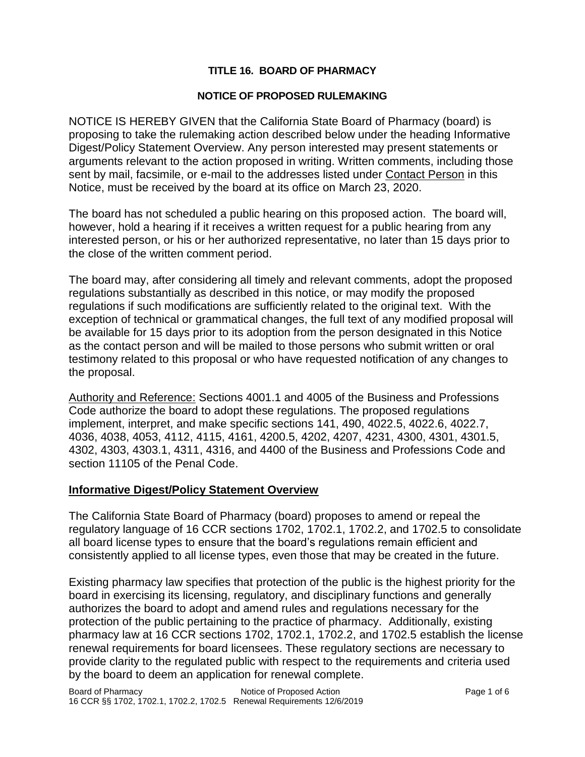**TITLE 16. BOARD OF PHARMACY**

**NOTICE OF PROPOSED RULEMAKING**

NOTICE IS HEREBY GIVEN that the California State Board of Pharmacy (board) is proposing to take the rulemaking action described below under the heading Informative Digest/Policy Statement Overview. Any person interested may present statements or arguments relevant to the action proposed in writing. Written comments, including those sent by mail, facsimile, or e-mail to the addresses listed under Contact Person in this Notice, must be received by the board at its office on March 23, 2020.

The board has not scheduled a public hearing on this proposed action. The board will, however, hold a hearing if it receives a written request for a public hearing from any interested person, or his or her authorized representative, no later than 15 days prior to the close of the written comment period.

The board may, after considering all timely and relevant comments, adopt the proposed regulations substantially as described in this notice, or may modify the proposed regulations if such modifications are sufficiently related to the original text. With the exception of technical or grammatical changes, the full text of any modified proposal will be available for 15 days prior to its adoption from the person designated in this Notice as the contact person and will be mailed to those persons who submit written or oral testimony related to this proposal or who have requested notification of any changes to the proposal.

Authority and Reference: Sections 4001.1 and 4005 of the Business and Professions Code authorize the board to adopt these regulations. The proposed regulations implement, interpret, and make specific sections 141, 490, 4022.5, 4022.6, 4022.7, 4036, 4038, 4053, 4112, 4115, 4161, 4200.5, 4202, 4207, 4231, 4300, 4301, 4301.5, 4302, 4303, 4303.1, 4311, 4316, and 4400 of the Business and Professions Code and section 11105 of the Penal Code.

## Informative Digest/Policy Statement Overview

The California State Board of Pharmacy (board) proposes to amend or repeal the regulatory language of 16 CCR sections 1702, 1702.1, 1702.2, and 1702.5 to consolidate all board license types to ensure that the board's regulations remain efficient and consistently applied to all license types, even those that may be created in the future.

Existing pharmacy law specifies that protection of the public is the highest priority for the board in exercising its licensing, regulatory, and disciplinary functions and generally authorizes the board to adopt and amend rules and regulations necessary for the protection of the public pertaining to the practice of pharmacy. Additionally, existing pharmacy law at 16 CCR sections 1702, 1702.1, 1702.2, and 1702.5 establish the license renewal requirements for board licensees. These regulatory sections are necessary to provide clarity to the regulated public with respect to the requirements and criteria used by the board to deem an application for renewal complete.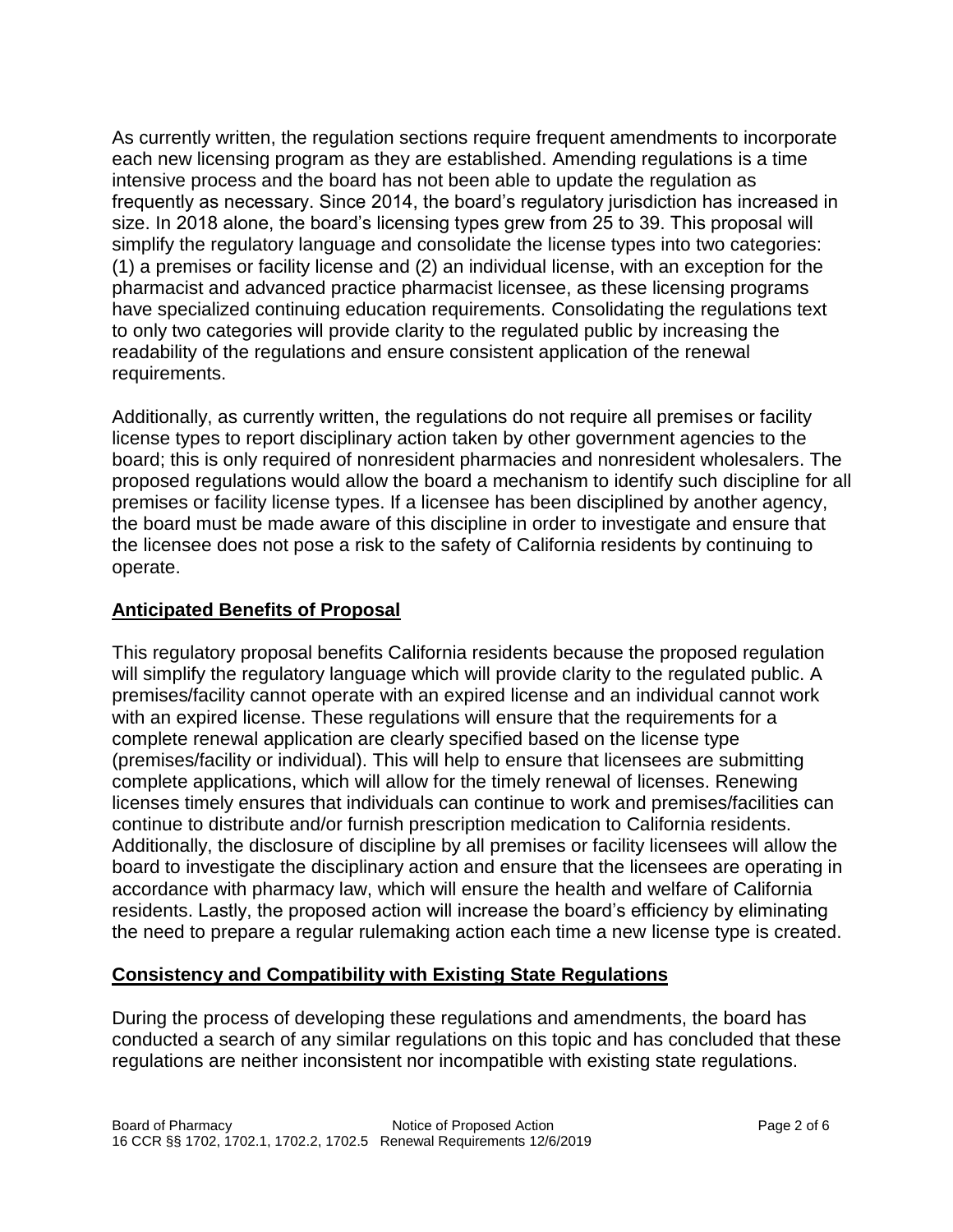As currently written, the regulation sections require frequent amendments to incorporate each new licensing program as they are established. Amending regulations is a time intensive process and the board has not been able to update the regulation as frequently as necessary. Since 2014, the board's regulatory jurisdiction has increased in size. In 2018 alone, the board's licensing types grew from 25 to 39. This proposal will simplify the regulatory language and consolidate the license types into two categories: (1) a premises or facility license and (2) an individual license, with an exception for the pharmacist and advanced practice pharmacist licensee, as these licensing programs have specialized continuing education requirements. Consolidating the regulations text to only two categories will provide clarity to the regulated public by increasing the readability of the regulations and ensure consistent application of the renewal requirements.

Additionally, as currently written, the regulations do not require all premises or facility license types to report disciplinary action taken by other government agencies to the board; this is only required of nonresident pharmacies and nonresident wholesalers. The proposed regulations would allow the board a mechanism to identify such discipline for all premises or facility license types. If a licensee has been disciplined by another agency, the board must be made aware of this discipline in order to investigate and ensure that the licensee does not pose a risk to the safety of California residents by continuing to operate.

## Anticipated Benefits of Proposal

This regulatory proposal benefits California residents because the proposed regulation will simplify the regulatory language which will provide clarity to the regulated public. A premises/facility cannot operate with an expired license and an individual cannot work with an expired license. These regulations will ensure that the requirements for a complete renewal application are clearly specified based on the license type (premises/facility or individual). This will help to ensure that licensees are submitting complete applications, which will allow for the timely renewal of licenses. Renewing licenses timely ensures that individuals can continue to work and premises/facilities can continue to distribute and/or furnish prescription medication to California residents. Additionally, the disclosure of discipline by all premises or facility licensees will allow the board to investigate the disciplinary action and ensure that the licensees are operating in accordance with pharmacy law, which will ensure the health and welfare of California residents. Lastly, the proposed action will increase the board's efficiency by eliminating the need to prepare a regular rulemaking action each time a new license type is created.

## Consistency and Compatibility with Existing State Regulations

During the process of developing these regulations and amendments, the board has conducted a search of any similar regulations on this topic and has concluded that these regulations are neither inconsistent nor incompatible with existing state regulations.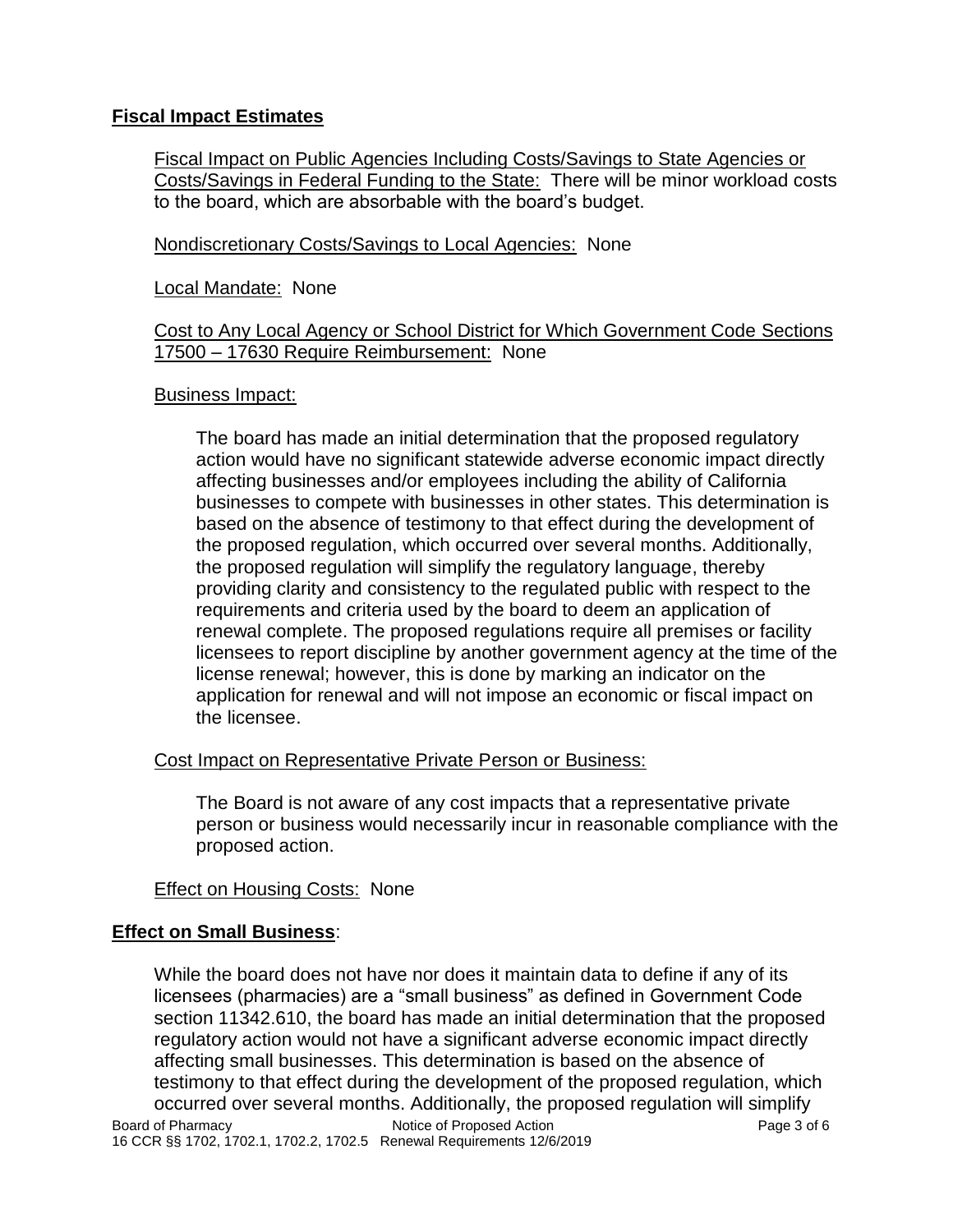## Fiscal Impact Estimates

Fiscal Impact on Public Agencies Including Costs/Savings to State Agencies or Costs/Savings in Federal Funding to the State: There will be minor workload costs to the board, which are absorbable with the board's budget.

Nondiscretionary Costs/Savings to Local Agencies: None

Local Mandate: None

Cost to Any Local Agency or School District for Which Government Code Sections 17500 – 17630 Require Reimbursement: None

Business Impact:

The board has made an initial determination that the proposed regulatory action would have no significant statewide adverse economic impact directly affecting businesses and/or employees including the ability of California businesses to compete with businesses in other states. This determination is based on the absence of testimony to that effect during the development of the proposed regulation, which occurred over several months. Additionally, the proposed regulation will simplify the regulatory language, thereby providing clarity and consistency to the regulated public with respect to the requirements and criteria used by the board to deem an application of renewal complete. The proposed regulations require all premises or facility licensees to report discipline by another government agency at the time of the license renewal; however, this is done by marking an indicator on the application for renewal and will not impose an economic or fiscal impact on the licensee.

Cost Impact on Representative Private Person or Business:

The Board is not aware of any cost impacts that a representative private person or business would necessarily incur in reasonable compliance with the proposed action.

Effect on Housing Costs: None

## Effect on Small Business:

While the board does not have nor does it maintain data to define if any of its licensees (pharmacies) are a "small business" as defined in Government Code section 11342.610, the board has made an initial determination that the proposed regulatory action would not have a significant adverse economic impact directly affecting small businesses. This determination is based on the absence of testimony to that effect during the development of the proposed regulation, which occurred over several months. Additionally, the proposed regulation will simplify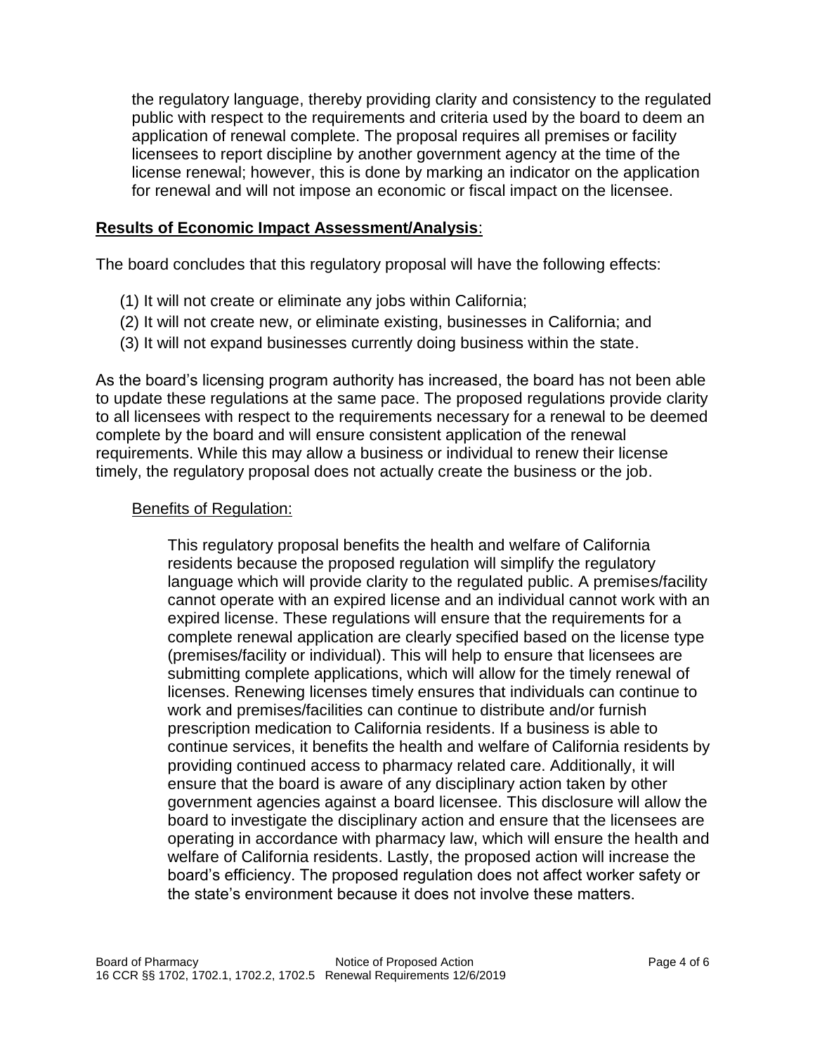the regulatory language, thereby providing clarity and consistency to the regulated public with respect to the requirements and criteria used by the board to deem an application of renewal complete. The proposal requires all premises or facility licensees to report discipline by another government agency at the time of the license renewal; however, this is done by marking an indicator on the application for renewal and will not impose an economic or fiscal impact on the licensee.

**Results of Economic Impact Assessment/Analysis**:

The board concludes that this regulatory proposal will have the following effects:

(1) It will not create or eliminate any jobs within California;
(2) It will not create new, or eliminate existing, businesses in California; and
(3) It will not expand businesses currently doing business within the state.

As the board's licensing program authority has increased, the board has not been able to update these regulations at the same pace. The proposed regulations provide clarity to all licensees with respect to the requirements necessary for a renewal to be deemed complete by the board and will ensure consistent application of the renewal requirements. While this may allow a business or individual to renew their license timely, the regulatory proposal does not actually create the business or the job.

Benefits of Regulation:

This regulatory proposal benefits the health and welfare of California residents because the proposed regulation will simplify the regulatory language which will provide clarity to the regulated public. A premises/facility cannot operate with an expired license and an individual cannot work with an expired license. These regulations will ensure that the requirements for a complete renewal application are clearly specified based on the license type (premises/facility or individual). This will help to ensure that licensees are submitting complete applications, which will allow for the timely renewal of licenses. Renewing licenses timely ensures that individuals can continue to work and premises/facilities can continue to distribute and/or furnish prescription medication to California residents. If a business is able to continue services, it benefits the health and welfare of California residents by providing continued access to pharmacy related care. Additionally, it will ensure that the board is aware of any disciplinary action taken by other government agencies against a board licensee. This disclosure will allow the board to investigate the disciplinary action and ensure that the licensees are operating in accordance with pharmacy law, which will ensure the health and welfare of California residents. Lastly, the proposed action will increase the board's efficiency. The proposed regulation does not affect worker safety or the state's environment because it does not involve these matters.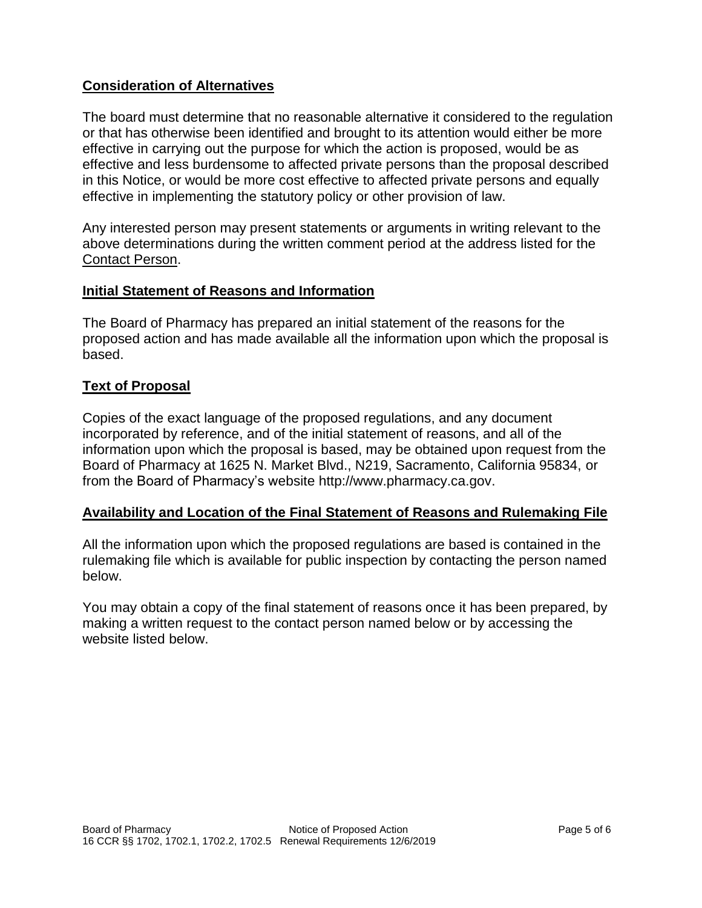## **Consideration of Alternatives**

The board must determine that no reasonable alternative it considered to the regulation or that has otherwise been identified and brought to its attention would either be more effective in carrying out the purpose for which the action is proposed, would be as effective and less burdensome to affected private persons than the proposal described in this Notice, or would be more cost effective to affected private persons and equally effective in implementing the statutory policy or other provision of law.

Any interested person may present statements or arguments in writing relevant to the above determinations during the written comment period at the address listed for the Contact Person.

## **Initial Statement of Reasons and Information**

The Board of Pharmacy has prepared an initial statement of the reasons for the proposed action and has made available all the information upon which the proposal is based.

## **Text of Proposal**

Copies of the exact language of the proposed regulations, and any document incorporated by reference, and of the initial statement of reasons, and all of the information upon which the proposal is based, may be obtained upon request from the Board of Pharmacy at 1625 N. Market Blvd., N219, Sacramento, California 95834, or from the Board of Pharmacy's website http://www.pharmacy.ca.gov.

## **Availability and Location of the Final Statement of Reasons and Rulemaking File**

All the information upon which the proposed regulations are based is contained in the rulemaking file which is available for public inspection by contacting the person named below.

You may obtain a copy of the final statement of reasons once it has been prepared, by making a written request to the contact person named below or by accessing the website listed below.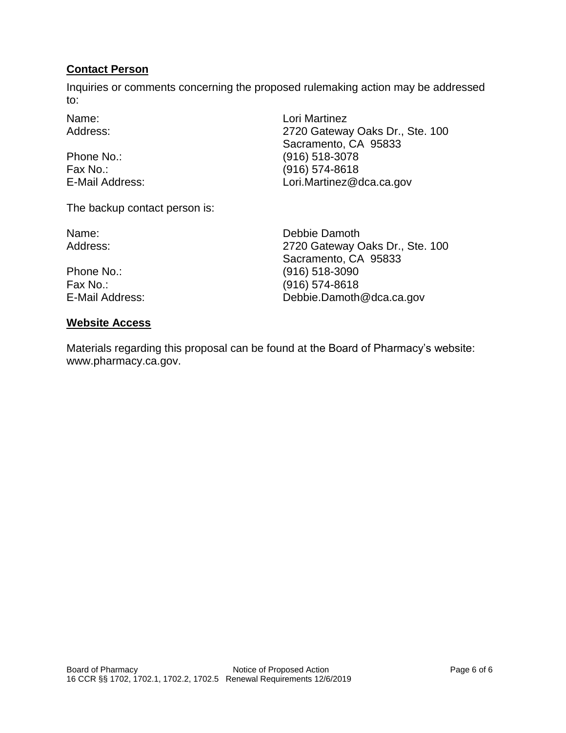**Contact Person**

Inquiries or comments concerning the proposed rulemaking action may be addressed to:

| | |
|---|---|
| Name: | Lori Martinez |
| Address: | 2720 Gateway Oaks Dr., Ste. 100<br>Sacramento, CA 95833 |
| Phone No.: | (916) 518-3078 |
| Fax No.: | (916) 574-8618 |
| E-Mail Address: | Lori.Martinez@dca.ca.gov |

The backup contact person is:

| | |
|---|---|
| Name: | Debbie Damoth |
| Address: | 2720 Gateway Oaks Dr., Ste. 100<br>Sacramento, CA 95833 |
| Phone No.: | (916) 518-3090 |
| Fax No.: | (916) 574-8618 |
| E-Mail Address: | Debbie.Damoth@dca.ca.gov |

**Website Access**

Materials regarding this proposal can be found at the Board of Pharmacy's website: www.pharmacy.ca.gov.